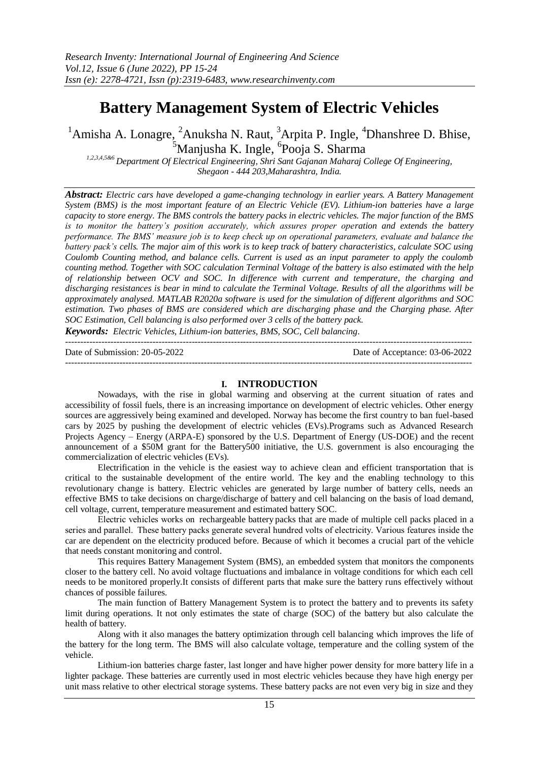# Battery Management System of Electric Vehicles

[1]Amisha A. Lonagre, [2]Anuksha N. Raut, [3]Arpita P. Ingle, [4]Dhanshree D. Bhise, [5]Manjusha K. Ingle, [6]Pooja S. Sharma

*[1,2,3,4,5&6] Department Of Electrical Engineering, Shri Sant Gajanan Maharaj College Of Engineering, Shegaon - 444 203,Maharashtra, India.*

***Abstract:*** *Electric cars have developed a game-changing technology in earlier years. A Battery Management System (BMS) is the most important feature of an Electric Vehicle (EV). Lithium-ion batteries have a large capacity to store energy. The BMS controls the battery packs in electric vehicles. The major function of the BMS is to monitor the battery's position accurately, which assures proper operation and extends the battery performance. The BMS' measure job is to keep check up on operational parameters, evaluate and balance the battery pack's cells. The major aim of this work is to keep track of battery characteristics, calculate SOC using Coulomb Counting method, and balance cells. Current is used as an input parameter to apply the coulomb counting method. Together with SOC calculation Terminal Voltage of the battery is also estimated with the help of relationship between OCV and SOC. In difference with current and temperature, the charging and discharging resistances is bear in mind to calculate the Terminal Voltage. Results of all the algorithms will be approximately analysed. MATLAB R2020a software is used for the simulation of different algorithms and SOC estimation. Two phases of BMS are considered which are discharging phase and the Charging phase. After SOC Estimation, Cell balancing is also performed over 3 cells of the battery pack.*

***Keywords:*** *Electric Vehicles, Lithium-ion batteries, BMS, SOC, Cell balancing.*

---

Date of Submission: 20-05-2022 Date of Acceptance: 03-06-2022

---

## I. INTRODUCTION

Nowadays, with the rise in global warming and observing at the current situation of rates and accessibility of fossil fuels, there is an increasing importance on development of electric vehicles. Other energy sources are aggressively being examined and developed. Norway has become the first country to ban fuel-based cars by 2025 by pushing the development of electric vehicles (EVs).Programs such as Advanced Research Projects Agency – Energy (ARPA-E) sponsored by the U.S. Department of Energy (US-DOE) and the recent announcement of a $50M grant for the Battery500 initiative, the U.S. government is also encouraging the commercialization of electric vehicles (EVs).

Electrification in the vehicle is the easiest way to achieve clean and efficient transportation that is critical to the sustainable development of the entire world. The key and the enabling technology to this revolutionary change is battery. Electric vehicles are generated by large number of battery cells, needs an effective BMS to take decisions on charge/discharge of battery and cell balancing on the basis of load demand, cell voltage, current, temperature measurement and estimated battery SOC.

Electric vehicles works on rechargeable battery packs that are made of multiple cell packs placed in a series and parallel. These battery packs generate several hundred volts of electricity. Various features inside the car are dependent on the electricity produced before. Because of which it becomes a crucial part of the vehicle that needs constant monitoring and control.

This requires Battery Management System (BMS), an embedded system that monitors the components closer to the battery cell. No avoid voltage fluctuations and imbalance in voltage conditions for which each cell needs to be monitored properly.It consists of different parts that make sure the battery runs effectively without chances of possible failures.

The main function of Battery Management System is to protect the battery and to prevents its safety limit during operations. It not only estimates the state of charge (SOC) of the battery but also calculate the health of battery.

Along with it also manages the battery optimization through cell balancing which improves the life of the battery for the long term. The BMS will also calculate voltage, temperature and the colling system of the vehicle.

Lithium-ion batteries charge faster, last longer and have higher power density for more battery life in a lighter package. These batteries are currently used in most electric vehicles because they have high energy per unit mass relative to other electrical storage systems. These battery packs are not even very big in size and they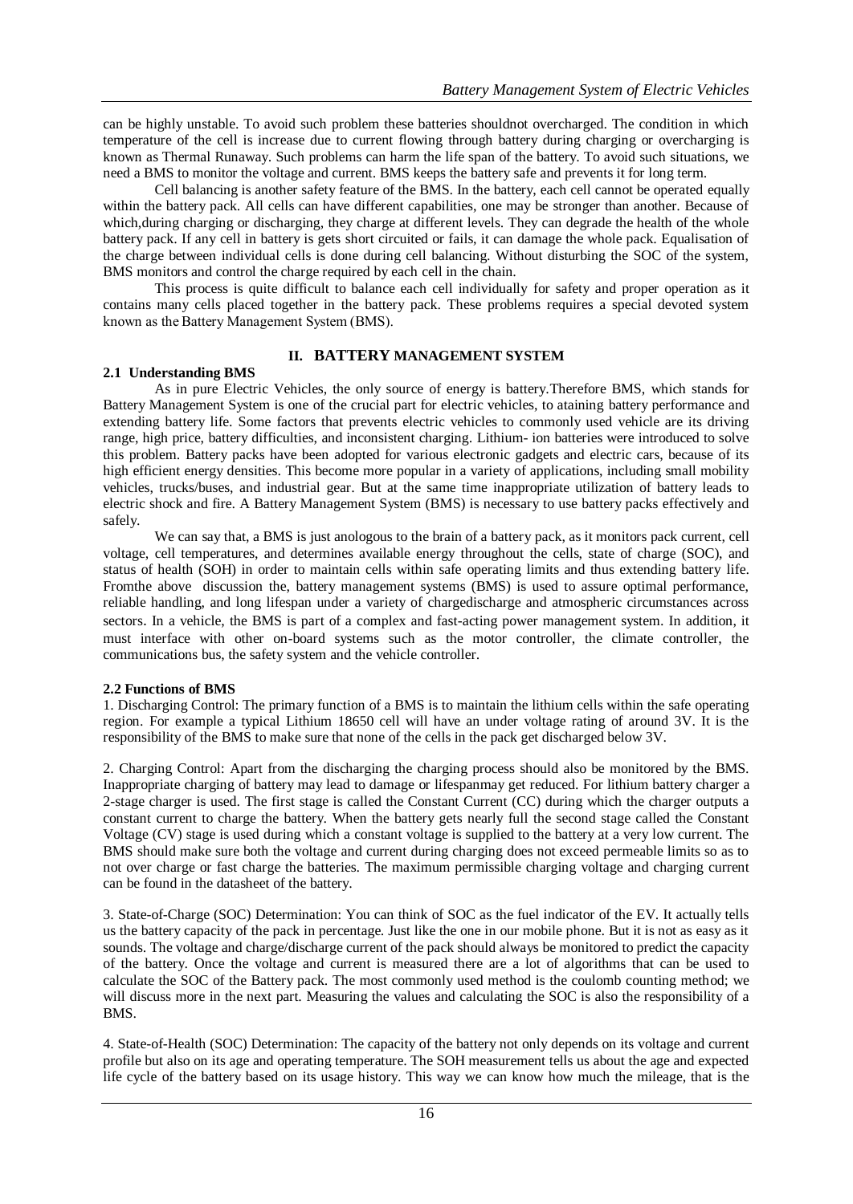can be highly unstable. To avoid such problem these batteries shouldnot overcharged. The condition in which temperature of the cell is increase due to current flowing through battery during charging or overcharging is known as Thermal Runaway. Such problems can harm the life span of the battery. To avoid such situations, we need a BMS to monitor the voltage and current. BMS keeps the battery safe and prevents it for long term.

Cell balancing is another safety feature of the BMS. In the battery, each cell cannot be operated equally within the battery pack. All cells can have different capabilities, one may be stronger than another. Because of which,during charging or discharging, they charge at different levels. They can degrade the health of the whole battery pack. If any cell in battery is gets short circuited or fails, it can damage the whole pack. Equalisation of the charge between individual cells is done during cell balancing. Without disturbing the SOC of the system, BMS monitors and control the charge required by each cell in the chain.

This process is quite difficult to balance each cell individually for safety and proper operation as it contains many cells placed together in the battery pack. These problems requires a special devoted system known as the Battery Management System (BMS).

## II. BATTERY MANAGEMENT SYSTEM

### 2.1 Understanding BMS

As in pure Electric Vehicles, the only source of energy is battery.Therefore BMS, which stands for Battery Management System is one of the crucial part for electric vehicles, to ataining battery performance and extending battery life. Some factors that prevents electric vehicles to commonly used vehicle are its driving range, high price, battery difficulties, and inconsistent charging. Lithium- ion batteries were introduced to solve this problem. Battery packs have been adopted for various electronic gadgets and electric cars, because of its high efficient energy densities. This become more popular in a variety of applications, including small mobility vehicles, trucks/buses, and industrial gear. But at the same time inappropriate utilization of battery leads to electric shock and fire. A Battery Management System (BMS) is necessary to use battery packs effectively and safely.

We can say that, a BMS is just anologous to the brain of a battery pack, as it monitors pack current, cell voltage, cell temperatures, and determines available energy throughout the cells, state of charge (SOC), and status of health (SOH) in order to maintain cells within safe operating limits and thus extending battery life. Fromthe above discussion the, battery management systems (BMS) is used to assure optimal performance, reliable handling, and long lifespan under a variety of chargedischarge and atmospheric circumstances across sectors. In a vehicle, the BMS is part of a complex and fast-acting power management system. In addition, it must interface with other on-board systems such as the motor controller, the climate controller, the communications bus, the safety system and the vehicle controller.

### 2.2 Functions of BMS

1. Discharging Control: The primary function of a BMS is to maintain the lithium cells within the safe operating region. For example a typical Lithium 18650 cell will have an under voltage rating of around 3V. It is the responsibility of the BMS to make sure that none of the cells in the pack get discharged below 3V.

2. Charging Control: Apart from the discharging the charging process should also be monitored by the BMS. Inappropriate charging of battery may lead to damage or lifespanmay get reduced. For lithium battery charger a 2-stage charger is used. The first stage is called the Constant Current (CC) during which the charger outputs a constant current to charge the battery. When the battery gets nearly full the second stage called the Constant Voltage (CV) stage is used during which a constant voltage is supplied to the battery at a very low current. The BMS should make sure both the voltage and current during charging does not exceed permeable limits so as to not over charge or fast charge the batteries. The maximum permissible charging voltage and charging current can be found in the datasheet of the battery.

3. State-of-Charge (SOC) Determination: You can think of SOC as the fuel indicator of the EV. It actually tells us the battery capacity of the pack in percentage. Just like the one in our mobile phone. But it is not as easy as it sounds. The voltage and charge/discharge current of the pack should always be monitored to predict the capacity of the battery. Once the voltage and current is measured there are a lot of algorithms that can be used to calculate the SOC of the Battery pack. The most commonly used method is the coulomb counting method; we will discuss more in the next part. Measuring the values and calculating the SOC is also the responsibility of a BMS.

4. State-of-Health (SOC) Determination: The capacity of the battery not only depends on its voltage and current profile but also on its age and operating temperature. The SOH measurement tells us about the age and expected life cycle of the battery based on its usage history. This way we can know how much the mileage, that is the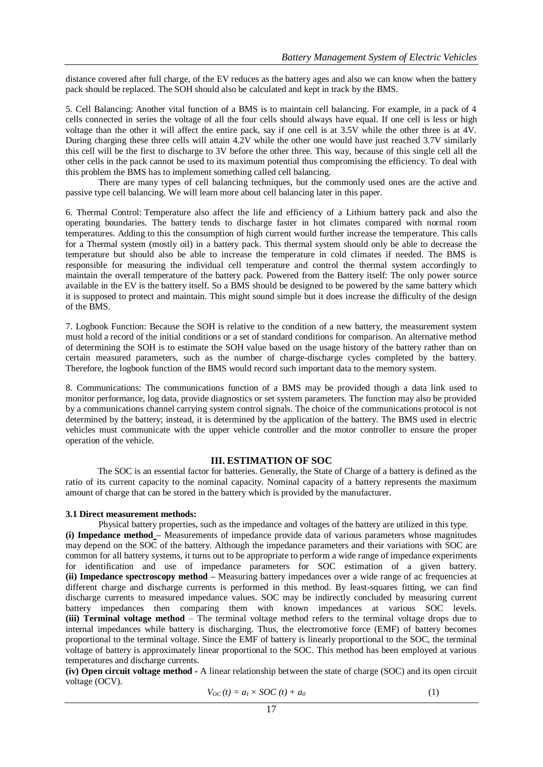distance covered after full charge, of the EV reduces as the battery ages and also we can know when the battery pack should be replaced. The SOH should also be calculated and kept in track by the BMS.

5. Cell Balancing: Another vital function of a BMS is to maintain cell balancing. For example, in a pack of 4 cells connected in series the voltage of all the four cells should always have equal. If one cell is less or high voltage than the other it will affect the entire pack, say if one cell is at 3.5V while the other three is at 4V. During charging these three cells will attain 4.2V while the other one would have just reached 3.7V similarly this cell will be the first to discharge to 3V before the other three. This way, because of this single cell all the other cells in the pack cannot be used to its maximum potential thus compromising the efficiency. To deal with this problem the BMS has to implement something called cell balancing.

There are many types of cell balancing techniques, but the commonly used ones are the active and passive type cell balancing. We will learn more about cell balancing later in this paper.

6. Thermal Control: Temperature also affect the life and efficiency of a Lithium battery pack and also the operating boundaries. The battery tends to discharge faster in hot climates compared with normal room temperatures. Adding to this the consumption of high current would further increase the temperature. This calls for a Thermal system (mostly oil) in a battery pack. This thermal system should only be able to decrease the temperature but should also be able to increase the temperature in cold climates if needed. The BMS is responsible for measuring the individual cell temperature and control the thermal system accordingly to maintain the overall temperature of the battery pack. Powered from the Battery itself: The only power source available in the EV is the battery itself. So a BMS should be designed to be powered by the same battery which it is supposed to protect and maintain. This might sound simple but it does increase the difficulty of the design of the BMS.

7. Logbook Function: Because the SOH is relative to the condition of a new battery, the measurement system must hold a record of the initial conditions or a set of standard conditions for comparison. An alternative method of determining the SOH is to estimate the SOH value based on the usage history of the battery rather than on certain measured parameters, such as the number of charge-discharge cycles completed by the battery. Therefore, the logbook function of the BMS would record such important data to the memory system.

8. Communications: The communications function of a BMS may be provided though a data link used to monitor performance, log data, provide diagnostics or set system parameters. The function may also be provided by a communications channel carrying system control signals. The choice of the communications protocol is not determined by the battery; instead, it is determined by the application of the battery. The BMS used in electric vehicles must communicate with the upper vehicle controller and the motor controller to ensure the proper operation of the vehicle.

## III. ESTIMATION OF SOC

The SOC is an essential factor for batteries. Generally, the State of Charge of a battery is defined as the ratio of its current capacity to the nominal capacity. Nominal capacity of a battery represents the maximum amount of charge that can be stored in the battery which is provided by the manufacturer.

### 3.1 Direct measurement methods:

Physical battery properties, such as the impedance and voltages of the battery are utilized in this type.

**(i) Impedance method** – Measurements of impedance provide data of various parameters whose magnitudes may depend on the SOC of the battery. Although the impedance parameters and their variations with SOC are common for all battery systems, it turns out to be appropriate to perform a wide range of impedance experiments for identification and use of impedance parameters for SOC estimation of a given battery.

**(ii) Impedance spectroscopy method** – Measuring battery impedances over a wide range of ac frequencies at different charge and discharge currents is performed in this method. By least-squares fitting, we can find discharge currents to measured impedance values. SOC may be indirectly concluded by measuring current battery impedances then comparing them with known impedances at various SOC levels.

**(iii) Terminal voltage method** – The terminal voltage method refers to the terminal voltage drops due to internal impedances while battery is discharging. Thus, the electromotive force (EMF) of battery becomes proportional to the terminal voltage. Since the EMF of battery is linearly proportional to the SOC, the terminal voltage of battery is approximately linear proportional to the SOC. This method has been employed at various temperatures and discharge currents.

**(iv) Open circuit voltage method** - A linear relationship between the state of charge (SOC) and its open circuit voltage (OCV).

$$V_{OC}(t) = a_1 \times SOC(t) + a_0 \tag{1}$$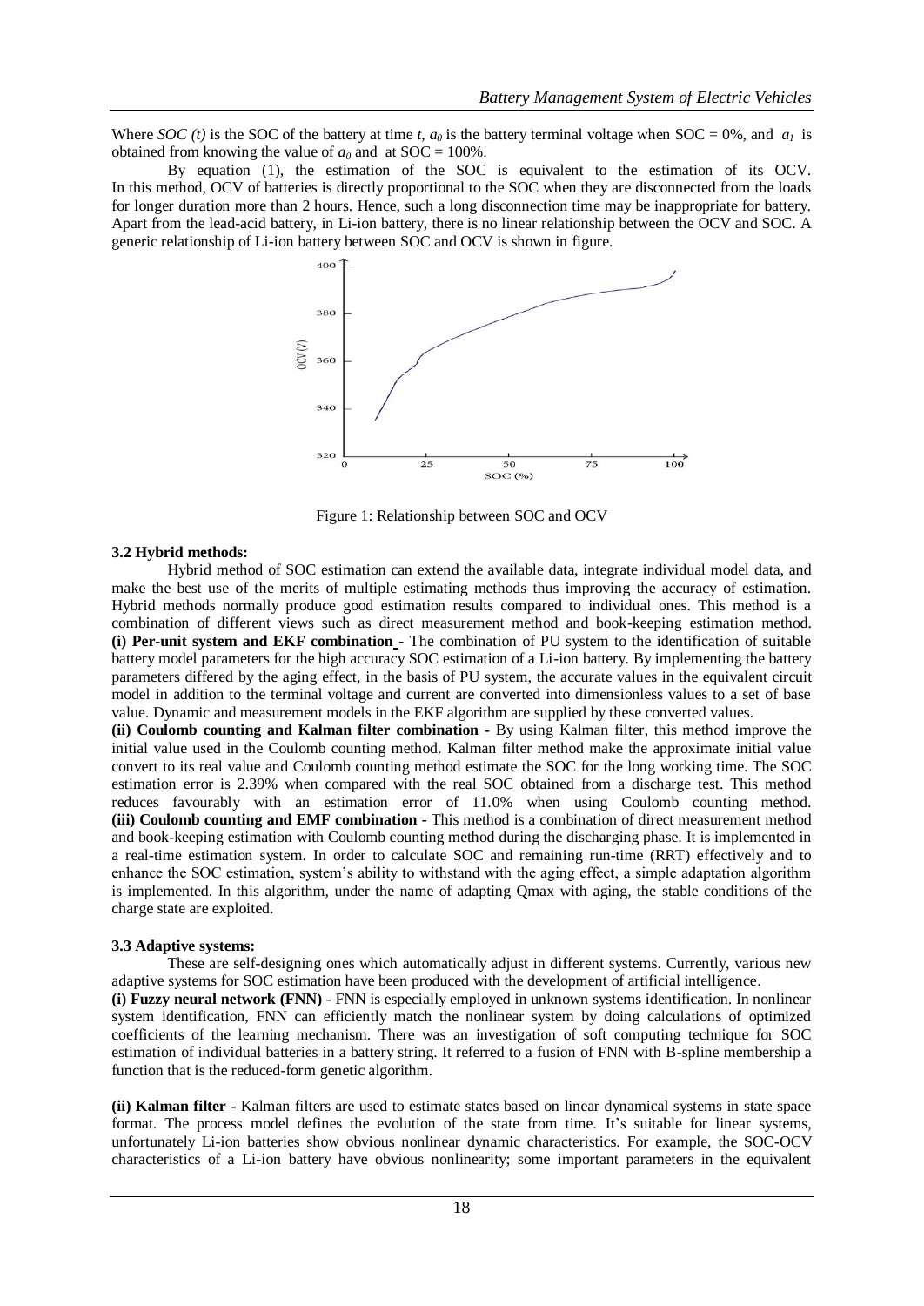Where *SOC (t)* is the SOC of the battery at time *t*, $a_0$ is the battery terminal voltage when SOC = 0%, and $a_1$ is obtained from knowing the value of $a_0$ and at SOC = 100%.

By equation (1), the estimation of the SOC is equivalent to the estimation of its OCV. In this method, OCV of batteries is directly proportional to the SOC when they are disconnected from the loads for longer duration more than 2 hours. Hence, such a long disconnection time may be inappropriate for battery. Apart from the lead-acid battery, in Li-ion battery, there is no linear relationship between the OCV and SOC. A generic relationship of Li-ion battery between SOC and OCV is shown in figure.

Figure 1: Relationship between SOC and OCV

### 3.2 Hybrid methods:

Hybrid method of SOC estimation can extend the available data, integrate individual model data, and make the best use of the merits of multiple estimating methods thus improving the accuracy of estimation. Hybrid methods normally produce good estimation results compared to individual ones. This method is a combination of different views such as direct measurement method and book-keeping estimation method.

**(i) Per-unit system and EKF combination -** The combination of PU system to the identification of suitable battery model parameters for the high accuracy SOC estimation of a Li-ion battery. By implementing the battery parameters differed by the aging effect, in the basis of PU system, the accurate values in the equivalent circuit model in addition to the terminal voltage and current are converted into dimensionless values to a set of base value. Dynamic and measurement models in the EKF algorithm are supplied by these converted values.

**(ii) Coulomb counting and Kalman filter combination -** By using Kalman filter, this method improve the initial value used in the Coulomb counting method. Kalman filter method make the approximate initial value convert to its real value and Coulomb counting method estimate the SOC for the long working time. The SOC estimation error is 2.39% when compared with the real SOC obtained from a discharge test. This method reduces favourably with an estimation error of 11.0% when using Coulomb counting method.

**(iii) Coulomb counting and EMF combination -** This method is a combination of direct measurement method and book-keeping estimation with Coulomb counting method during the discharging phase. It is implemented in a real-time estimation system. In order to calculate SOC and remaining run-time (RRT) effectively and to enhance the SOC estimation, system's ability to withstand with the aging effect, a simple adaptation algorithm is implemented. In this algorithm, under the name of adapting Qmax with aging, the stable conditions of the charge state are exploited.

### 3.3 Adaptive systems:

These are self-designing ones which automatically adjust in different systems. Currently, various new adaptive systems for SOC estimation have been produced with the development of artificial intelligence.

**(i) Fuzzy neural network (FNN) -** FNN is especially employed in unknown systems identification. In nonlinear system identification, FNN can efficiently match the nonlinear system by doing calculations of optimized coefficients of the learning mechanism. There was an investigation of soft computing technique for SOC estimation of individual batteries in a battery string. It referred to a fusion of FNN with B-spline membership a function that is the reduced-form genetic algorithm.

**(ii) Kalman filter -** Kalman filters are used to estimate states based on linear dynamical systems in state space format. The process model defines the evolution of the state from time. It's suitable for linear systems, unfortunately Li-ion batteries show obvious nonlinear dynamic characteristics. For example, the SOC-OCV characteristics of a Li-ion battery have obvious nonlinearity; some important parameters in the equivalent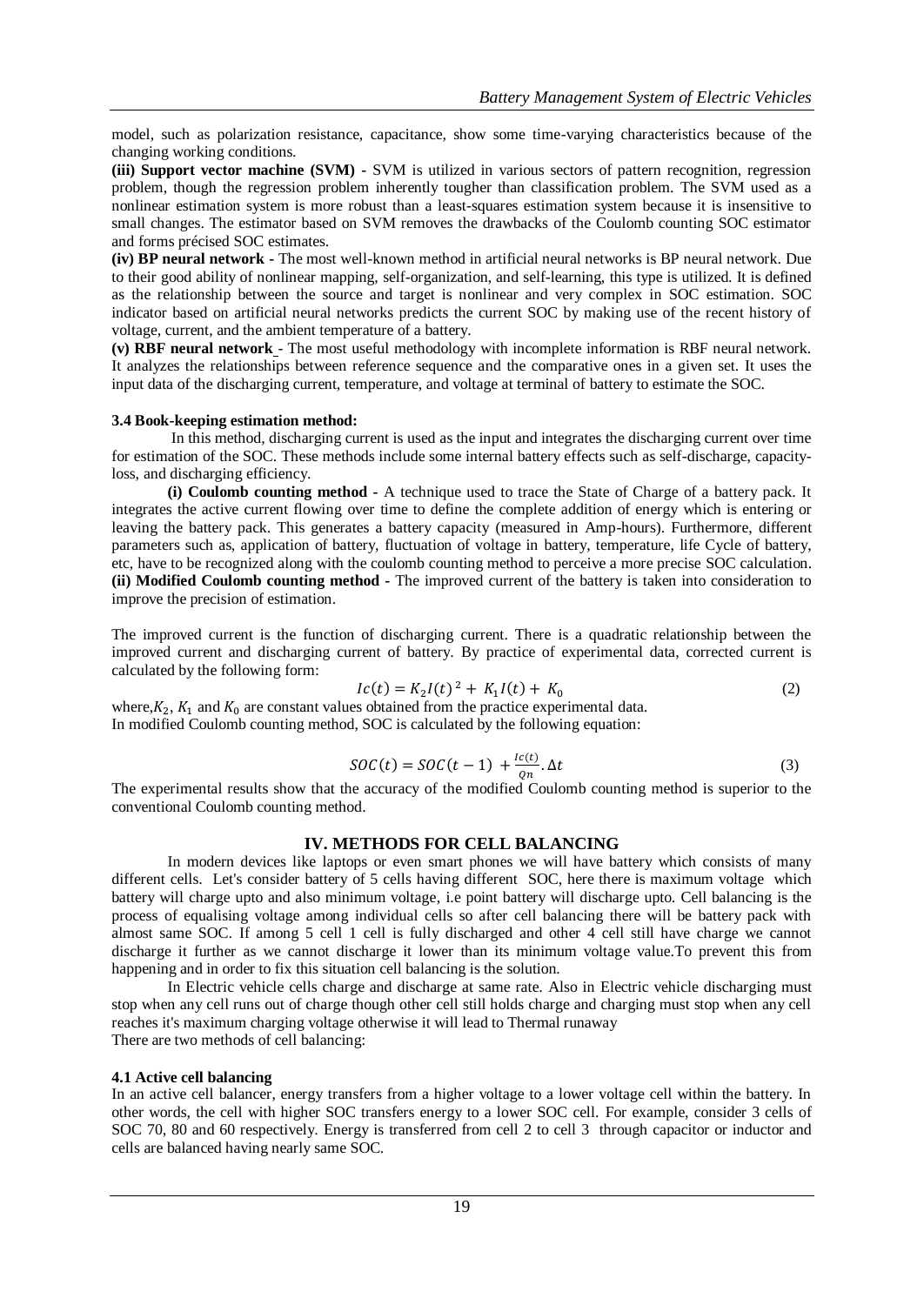model, such as polarization resistance, capacitance, show some time-varying characteristics because of the changing working conditions.

**(iii) Support vector machine (SVM) -** SVM is utilized in various sectors of pattern recognition, regression problem, though the regression problem inherently tougher than classification problem. The SVM used as a nonlinear estimation system is more robust than a least-squares estimation system because it is insensitive to small changes. The estimator based on SVM removes the drawbacks of the Coulomb counting SOC estimator and forms précised SOC estimates.

**(iv) BP neural network -** The most well-known method in artificial neural networks is BP neural network. Due to their good ability of nonlinear mapping, self-organization, and self-learning, this type is utilized. It is defined as the relationship between the source and target is nonlinear and very complex in SOC estimation. SOC indicator based on artificial neural networks predicts the current SOC by making use of the recent history of voltage, current, and the ambient temperature of a battery.

**(v) RBF neural network** - The most useful methodology with incomplete information is RBF neural network. It analyzes the relationships between reference sequence and the comparative ones in a given set. It uses the input data of the discharging current, temperature, and voltage at terminal of battery to estimate the SOC.

### 3.4 Book-keeping estimation method:

In this method, discharging current is used as the input and integrates the discharging current over time for estimation of the SOC. These methods include some internal battery effects such as self-discharge, capacity-loss, and discharging efficiency.

**(i) Coulomb counting method -** A technique used to trace the State of Charge of a battery pack. It integrates the active current flowing over time to define the complete addition of energy which is entering or leaving the battery pack. This generates a battery capacity (measured in Amp-hours). Furthermore, different parameters such as, application of battery, fluctuation of voltage in battery, temperature, life Cycle of battery, etc, have to be recognized along with the coulomb counting method to perceive a more precise SOC calculation.

**(ii) Modified Coulomb counting method -** The improved current of the battery is taken into consideration to improve the precision of estimation.

The improved current is the function of discharging current. There is a quadratic relationship between the improved current and discharging current of battery. By practice of experimental data, corrected current is calculated by the following form:

$$Ic(t) = K_2 I(t)^2 + K_1 I(t) + K_0 \tag{2}$$

where, $K_2$, $K_1$ and $K_0$ are constant values obtained from the practice experimental data.
In modified Coulomb counting method, SOC is calculated by the following equation:

$$SOC(t) = SOC(t-1) + \frac{Ic(t)}{Qn}.\Delta t \tag{3}$$

The experimental results show that the accuracy of the modified Coulomb counting method is superior to the conventional Coulomb counting method.

## IV. METHODS FOR CELL BALANCING

In modern devices like laptops or even smart phones we will have battery which consists of many different cells. Let's consider battery of 5 cells having different SOC, here there is maximum voltage which battery will charge upto and also minimum voltage, i.e point battery will discharge upto. Cell balancing is the process of equalising voltage among individual cells so after cell balancing there will be battery pack with almost same SOC. If among 5 cell 1 cell is fully discharged and other 4 cell still have charge we cannot discharge it further as we cannot discharge it lower than its minimum voltage value.To prevent this from happening and in order to fix this situation cell balancing is the solution.

In Electric vehicle cells charge and discharge at same rate. Also in Electric vehicle discharging must stop when any cell runs out of charge though other cell still holds charge and charging must stop when any cell reaches it's maximum charging voltage otherwise it will lead to Thermal runaway
There are two methods of cell balancing:

### 4.1 Active cell balancing

In an active cell balancer, energy transfers from a higher voltage to a lower voltage cell within the battery. In other words, the cell with higher SOC transfers energy to a lower SOC cell. For example, consider 3 cells of SOC 70, 80 and 60 respectively. Energy is transferred from cell 2 to cell 3 through capacitor or inductor and cells are balanced having nearly same SOC.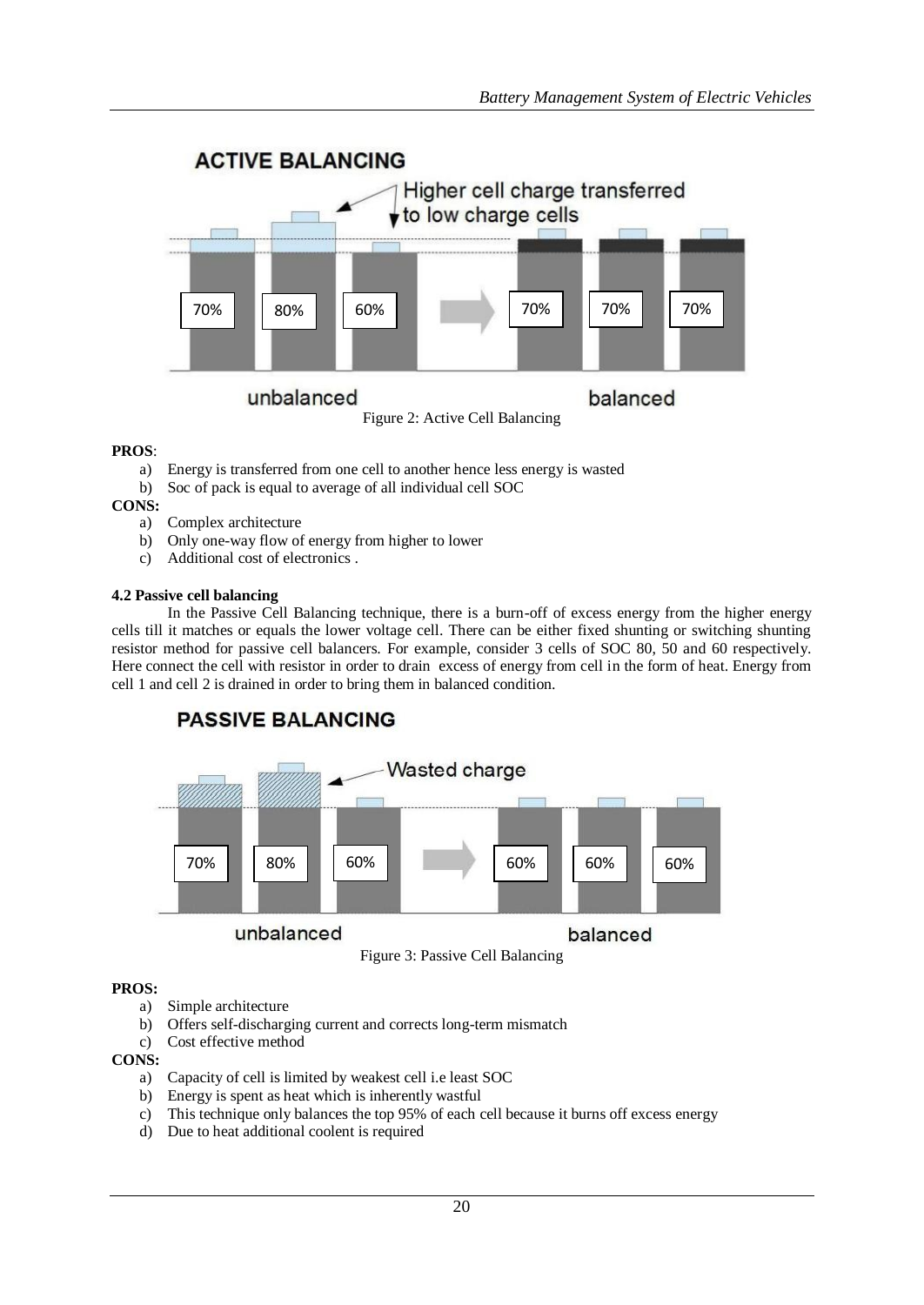Figure 2: Active Cell Balancing

**PROS**:

a) Energy is transferred from one cell to another hence less energy is wasted
b) Soc of pack is equal to average of all individual cell SOC

**CONS:**

a) Complex architecture
b) Only one-way flow of energy from higher to lower
c) Additional cost of electronics .

**4.2 Passive cell balancing**

In the Passive Cell Balancing technique, there is a burn-off of excess energy from the higher energy cells till it matches or equals the lower voltage cell. There can be either fixed shunting or switching shunting resistor method for passive cell balancers. For example, consider 3 cells of SOC 80, 50 and 60 respectively. Here connect the cell with resistor in order to drain excess of energy from cell in the form of heat. Energy from cell 1 and cell 2 is drained in order to bring them in balanced condition.

Figure 3: Passive Cell Balancing

**PROS:**

a) Simple architecture
b) Offers self-discharging current and corrects long-term mismatch
c) Cost effective method

**CONS:**

a) Capacity of cell is limited by weakest cell i.e least SOC
b) Energy is spent as heat which is inherently wastful
c) This technique only balances the top 95% of each cell because it burns off excess energy
d) Due to heat additional coolent is required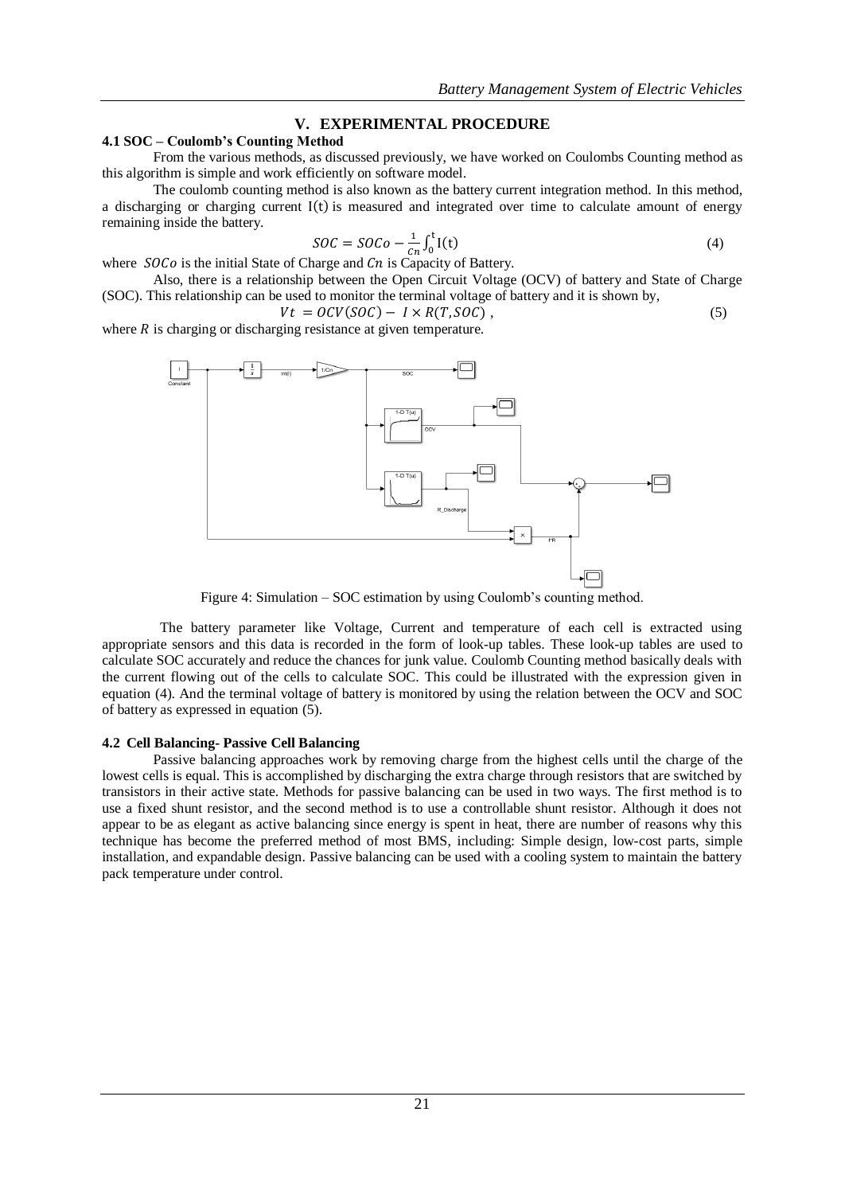## V. EXPERIMENTAL PROCEDURE

### 4.1 SOC – Coulomb's Counting Method

From the various methods, as discussed previously, we have worked on Coulombs Counting method as this algorithm is simple and work efficiently on software model.

The coulomb counting method is also known as the battery current integration method. In this method, a discharging or charging current $\mathrm{I(t)}$ is measured and integrated over time to calculate amount of energy remaining inside the battery.

$$SOC = SOCo - \frac{1}{Cn}\int_{0}^{t}\mathrm{I(t)} \tag{4}$$

where $SOCo$ is the initial State of Charge and $Cn$ is Capacity of Battery.

Also, there is a relationship between the Open Circuit Voltage (OCV) of battery and State of Charge (SOC). This relationship can be used to monitor the terminal voltage of battery and it is shown by,

$$Vt = OCV(SOC) - I \times R(T, SOC)\ , \tag{5}$$

where $R$ is charging or discharging resistance at given temperature.

Figure 4: Simulation – SOC estimation by using Coulomb's counting method.

The battery parameter like Voltage, Current and temperature of each cell is extracted using appropriate sensors and this data is recorded in the form of look-up tables. These look-up tables are used to calculate SOC accurately and reduce the chances for junk value. Coulomb Counting method basically deals with the current flowing out of the cells to calculate SOC. This could be illustrated with the expression given in equation (4). And the terminal voltage of battery is monitored by using the relation between the OCV and SOC of battery as expressed in equation (5).

### 4.2 Cell Balancing- Passive Cell Balancing

Passive balancing approaches work by removing charge from the highest cells until the charge of the lowest cells is equal. This is accomplished by discharging the extra charge through resistors that are switched by transistors in their active state. Methods for passive balancing can be used in two ways. The first method is to use a fixed shunt resistor, and the second method is to use a controllable shunt resistor. Although it does not appear to be as elegant as active balancing since energy is spent in heat, there are number of reasons why this technique has become the preferred method of most BMS, including: Simple design, low-cost parts, simple installation, and expandable design. Passive balancing can be used with a cooling system to maintain the battery pack temperature under control.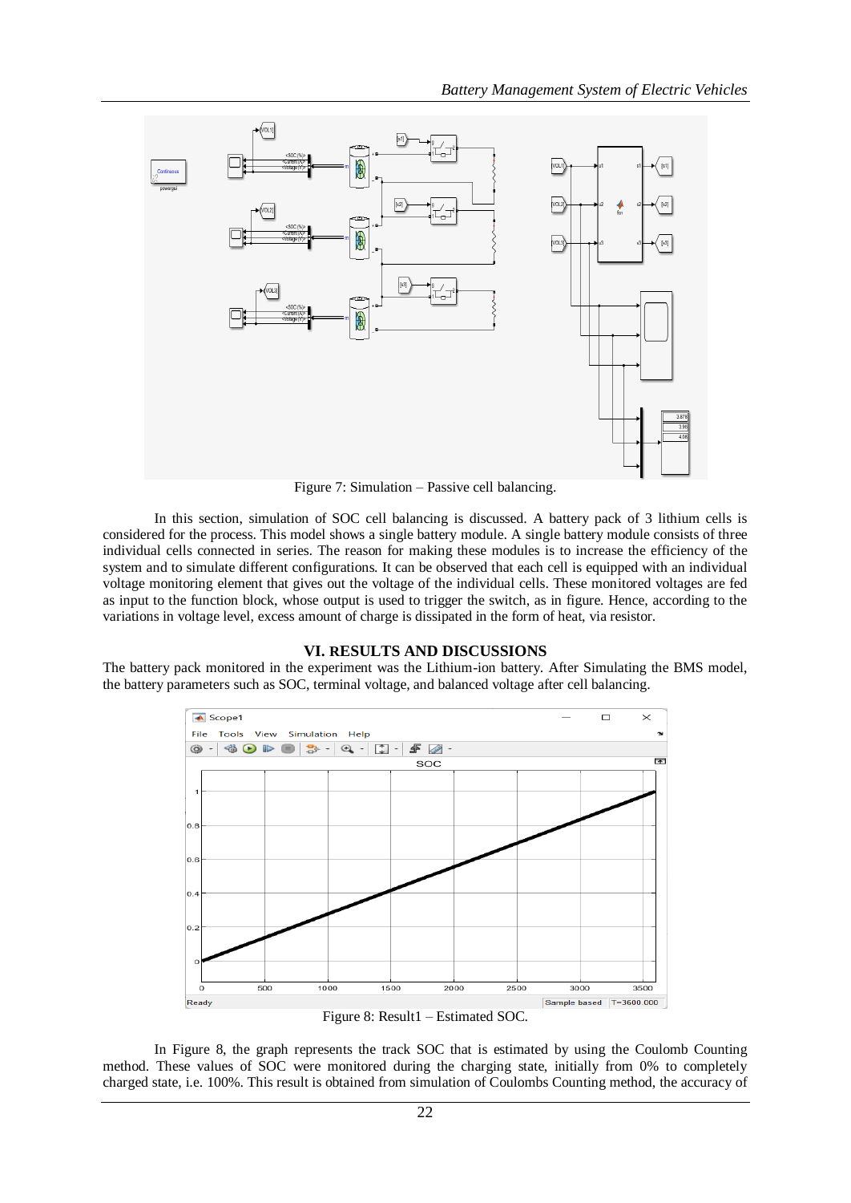Figure 7: Simulation – Passive cell balancing.

In this section, simulation of SOC cell balancing is discussed. A battery pack of 3 lithium cells is considered for the process. This model shows a single battery module. A single battery module consists of three individual cells connected in series. The reason for making these modules is to increase the efficiency of the system and to simulate different configurations. It can be observed that each cell is equipped with an individual voltage monitoring element that gives out the voltage of the individual cells. These monitored voltages are fed as input to the function block, whose output is used to trigger the switch, as in figure. Hence, according to the variations in voltage level, excess amount of charge is dissipated in the form of heat, via resistor.

## VI. RESULTS AND DISCUSSIONS

The battery pack monitored in the experiment was the Lithium-ion battery. After Simulating the BMS model, the battery parameters such as SOC, terminal voltage, and balanced voltage after cell balancing.

Figure 8: Result1 – Estimated SOC.

In Figure 8, the graph represents the track SOC that is estimated by using the Coulomb Counting method. These values of SOC were monitored during the charging state, initially from 0% to completely charged state, i.e. 100%. This result is obtained from simulation of Coulombs Counting method, the accuracy of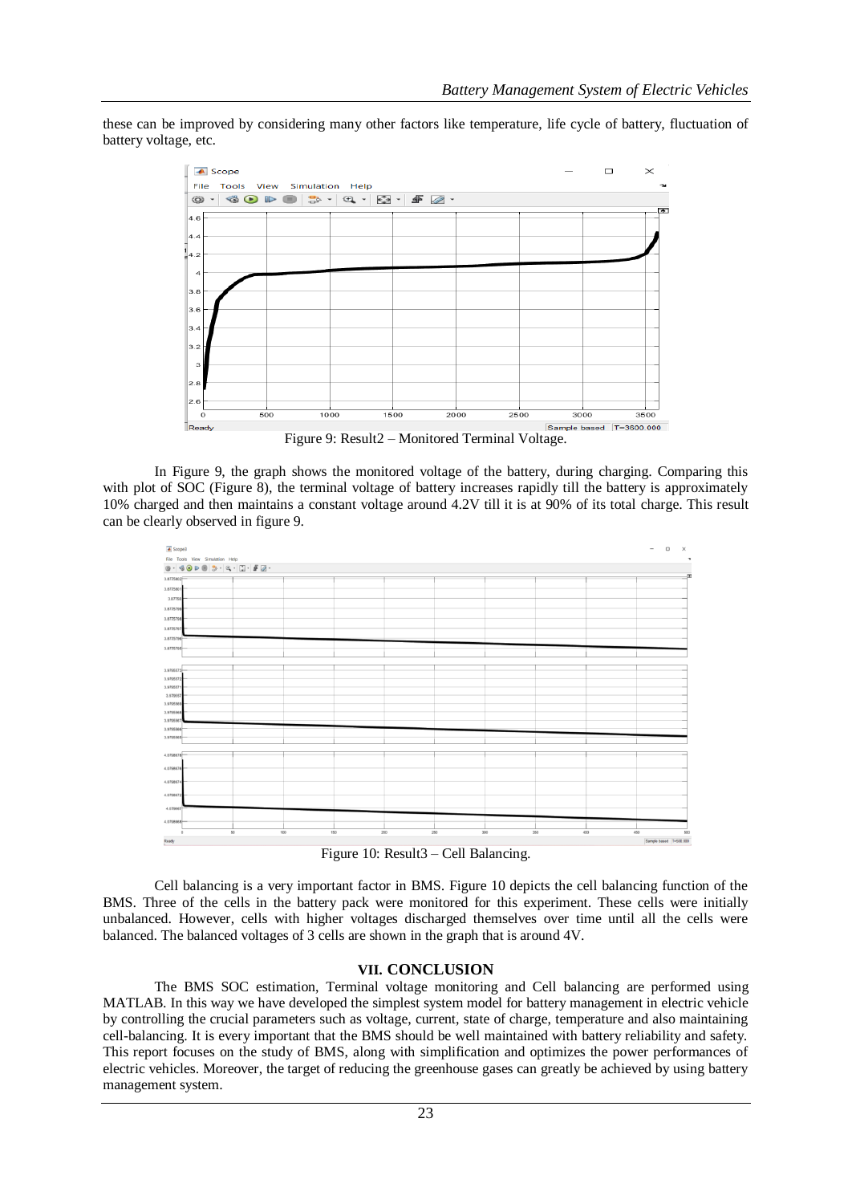these can be improved by considering many other factors like temperature, life cycle of battery, fluctuation of battery voltage, etc.

Figure 9: Result2 – Monitored Terminal Voltage.

In Figure 9, the graph shows the monitored voltage of the battery, during charging. Comparing this with plot of SOC (Figure 8), the terminal voltage of battery increases rapidly till the battery is approximately 10% charged and then maintains a constant voltage around 4.2V till it is at 90% of its total charge. This result can be clearly observed in figure 9.

Figure 10: Result3 – Cell Balancing.

Cell balancing is a very important factor in BMS. Figure 10 depicts the cell balancing function of the BMS. Three of the cells in the battery pack were monitored for this experiment. These cells were initially unbalanced. However, cells with higher voltages discharged themselves over time until all the cells were balanced. The balanced voltages of 3 cells are shown in the graph that is around 4V.

## VII. CONCLUSION

The BMS SOC estimation, Terminal voltage monitoring and Cell balancing are performed using MATLAB. In this way we have developed the simplest system model for battery management in electric vehicle by controlling the crucial parameters such as voltage, current, state of charge, temperature and also maintaining cell-balancing. It is every important that the BMS should be well maintained with battery reliability and safety. This report focuses on the study of BMS, along with simplification and optimizes the power performances of electric vehicles. Moreover, the target of reducing the greenhouse gases can greatly be achieved by using battery management system.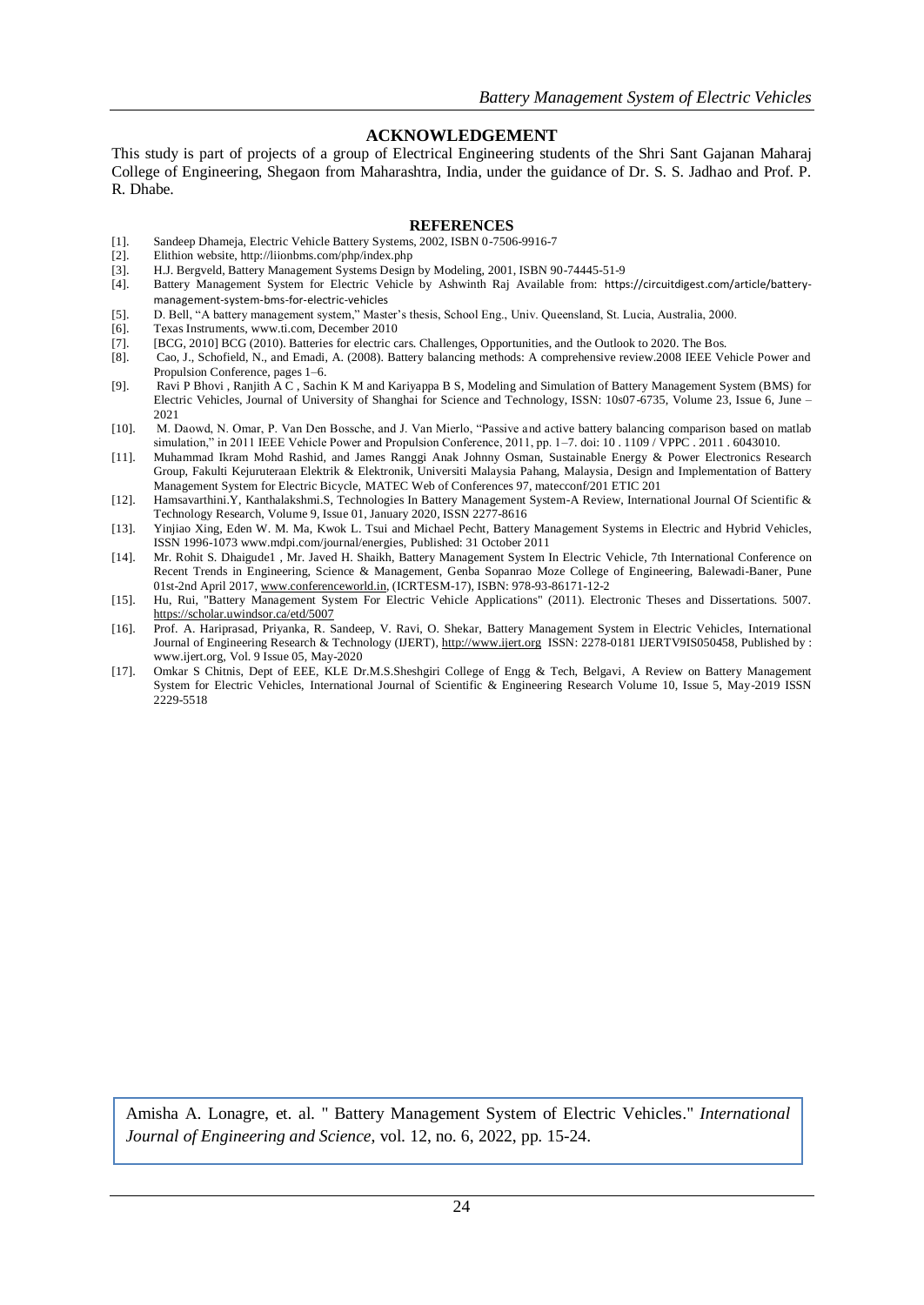## ACKNOWLEDGEMENT

This study is part of projects of a group of Electrical Engineering students of the Shri Sant Gajanan Maharaj College of Engineering, Shegaon from Maharashtra, India, under the guidance of Dr. S. S. Jadhao and Prof. P. R. Dhabe.

## REFERENCES

[1]. Sandeep Dhameja, Electric Vehicle Battery Systems, 2002, ISBN 0-7506-9916-7

[2]. Elithion website, http://liionbms.com/php/index.php

[3]. H.J. Bergveld, Battery Management Systems Design by Modeling, 2001, ISBN 90-74445-51-9

[4]. Battery Management System for Electric Vehicle by Ashwinth Raj Available from: https://circuitdigest.com/article/battery-management-system-bms-for-electric-vehicles

[5]. D. Bell, "A battery management system," Master's thesis, School Eng., Univ. Queensland, St. Lucia, Australia, 2000.

[6]. Texas Instruments, www.ti.com, December 2010

[7]. [BCG, 2010] BCG (2010). Batteries for electric cars. Challenges, Opportunities, and the Outlook to 2020. The Bos.

[8]. Cao, J., Schofield, N., and Emadi, A. (2008). Battery balancing methods: A comprehensive review.2008 IEEE Vehicle Power and Propulsion Conference, pages 1–6.

[9]. Ravi P Bhovi , Ranjith A C , Sachin K M and Kariyappa B S, Modeling and Simulation of Battery Management System (BMS) for Electric Vehicles, Journal of University of Shanghai for Science and Technology, ISSN: 10s07-6735, Volume 23, Issue 6, June – 2021

[10]. M. Daowd, N. Omar, P. Van Den Bossche, and J. Van Mierlo, "Passive and active battery balancing comparison based on matlab simulation," in 2011 IEEE Vehicle Power and Propulsion Conference, 2011, pp. 1–7. doi: 10 . 1109 / VPPC . 2011 . 6043010.

[11]. Muhammad Ikram Mohd Rashid, and James Ranggi Anak Johnny Osman, Sustainable Energy & Power Electronics Research Group, Fakulti Kejuruteraan Elektrik & Elektronik, Universiti Malaysia Pahang, Malaysia, Design and Implementation of Battery Management System for Electric Bicycle, MATEC Web of Conferences 97, matecconf/201 ETIC 201

[12]. Hamsavarthini.Y, Kanthalakshmi.S, Technologies In Battery Management System-A Review, International Journal Of Scientific & Technology Research, Volume 9, Issue 01, January 2020, ISSN 2277-8616

[13]. Yinjiao Xing, Eden W. M. Ma, Kwok L. Tsui and Michael Pecht, Battery Management Systems in Electric and Hybrid Vehicles, ISSN 1996-1073 www.mdpi.com/journal/energies, Published: 31 October 2011

[14]. Mr. Rohit S. Dhaigude1 , Mr. Javed H. Shaikh, Battery Management System In Electric Vehicle, 7th International Conference on Recent Trends in Engineering, Science & Management, Genba Sopanrao Moze College of Engineering, Balewadi-Baner, Pune 01st-2nd April 2017, www.conferenceworld.in, (ICRTESM-17), ISBN: 978-93-86171-12-2

[15]. Hu, Rui, "Battery Management System For Electric Vehicle Applications" (2011). Electronic Theses and Dissertations. 5007. https://scholar.uwindsor.ca/etd/5007

[16]. Prof. A. Hariprasad, Priyanka, R. Sandeep, V. Ravi, O. Shekar, Battery Management System in Electric Vehicles, International Journal of Engineering Research & Technology (IJERT), http://www.ijert.org ISSN: 2278-0181 IJERTV9IS050458, Published by : www.ijert.org, Vol. 9 Issue 05, May-2020

[17]. Omkar S Chitnis, Dept of EEE, KLE Dr.M.S.Sheshgiri College of Engg & Tech, Belgavi, A Review on Battery Management System for Electric Vehicles, International Journal of Scientific & Engineering Research Volume 10, Issue 5, May-2019 ISSN 2229-5518

Amisha A. Lonagre, et. al. " Battery Management System of Electric Vehicles." *International Journal of Engineering and Science*, vol. 12, no. 6, 2022, pp. 15-24.